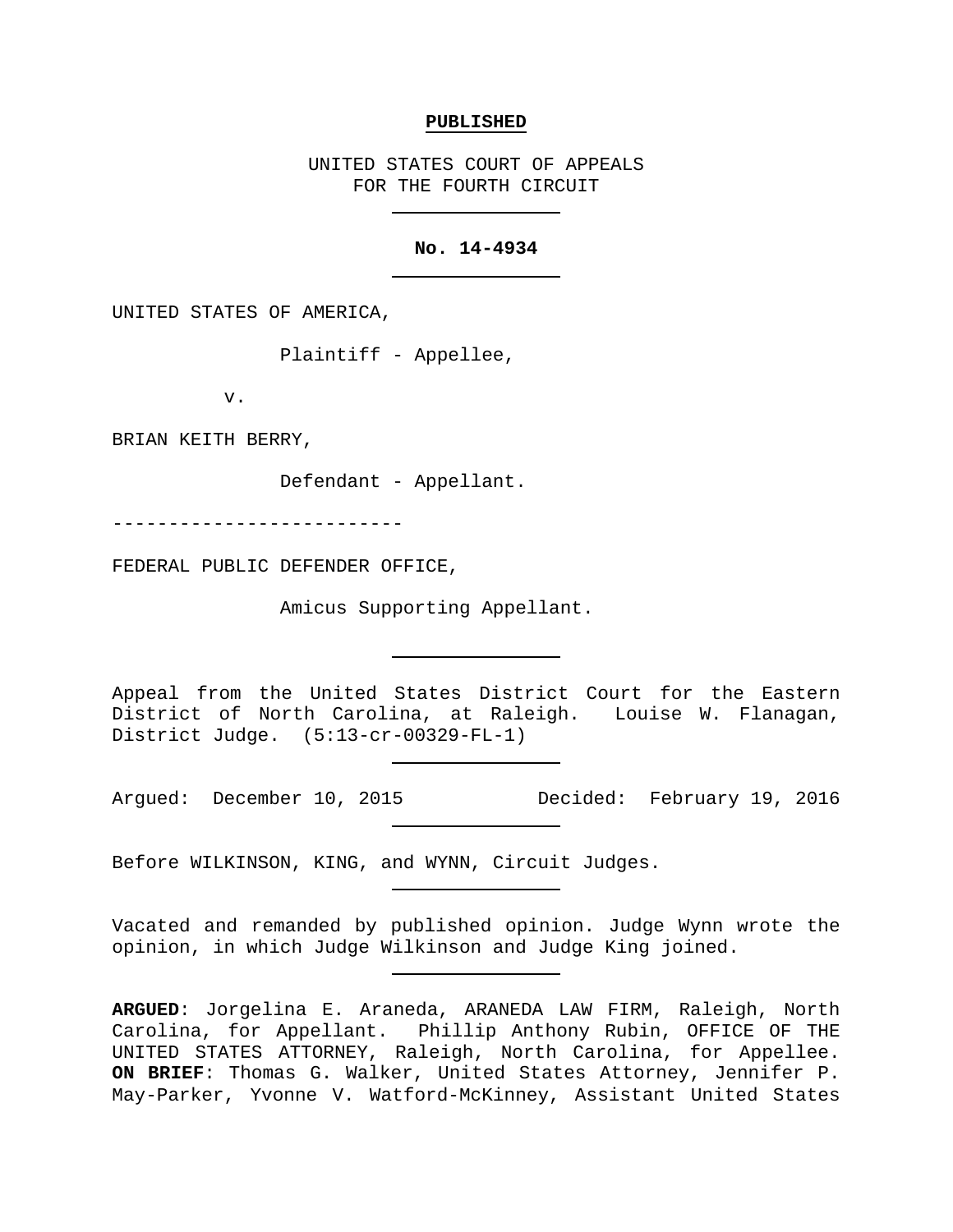**PUBLISHED**

UNITED STATES COURT OF APPEALS
FOR THE FOURTH CIRCUIT

---

**No. 14-4934**

---

UNITED STATES OF AMERICA,

Plaintiff - Appellee,

v.

BRIAN KEITH BERRY,

Defendant - Appellant.

--------------------------

FEDERAL PUBLIC DEFENDER OFFICE,

Amicus Supporting Appellant.

---

Appeal from the United States District Court for the Eastern District of North Carolina, at Raleigh. Louise W. Flanagan, District Judge. (5:13-cr-00329-FL-1)

---

Argued: December 10, 2015 Decided: February 19, 2016

---

Before WILKINSON, KING, and WYNN, Circuit Judges.

---

Vacated and remanded by published opinion. Judge Wynn wrote the opinion, in which Judge Wilkinson and Judge King joined.

---

**ARGUED**: Jorgelina E. Araneda, ARANEDA LAW FIRM, Raleigh, North Carolina, for Appellant. Phillip Anthony Rubin, OFFICE OF THE UNITED STATES ATTORNEY, Raleigh, North Carolina, for Appellee. **ON BRIEF**: Thomas G. Walker, United States Attorney, Jennifer P. May-Parker, Yvonne V. Watford-McKinney, Assistant United States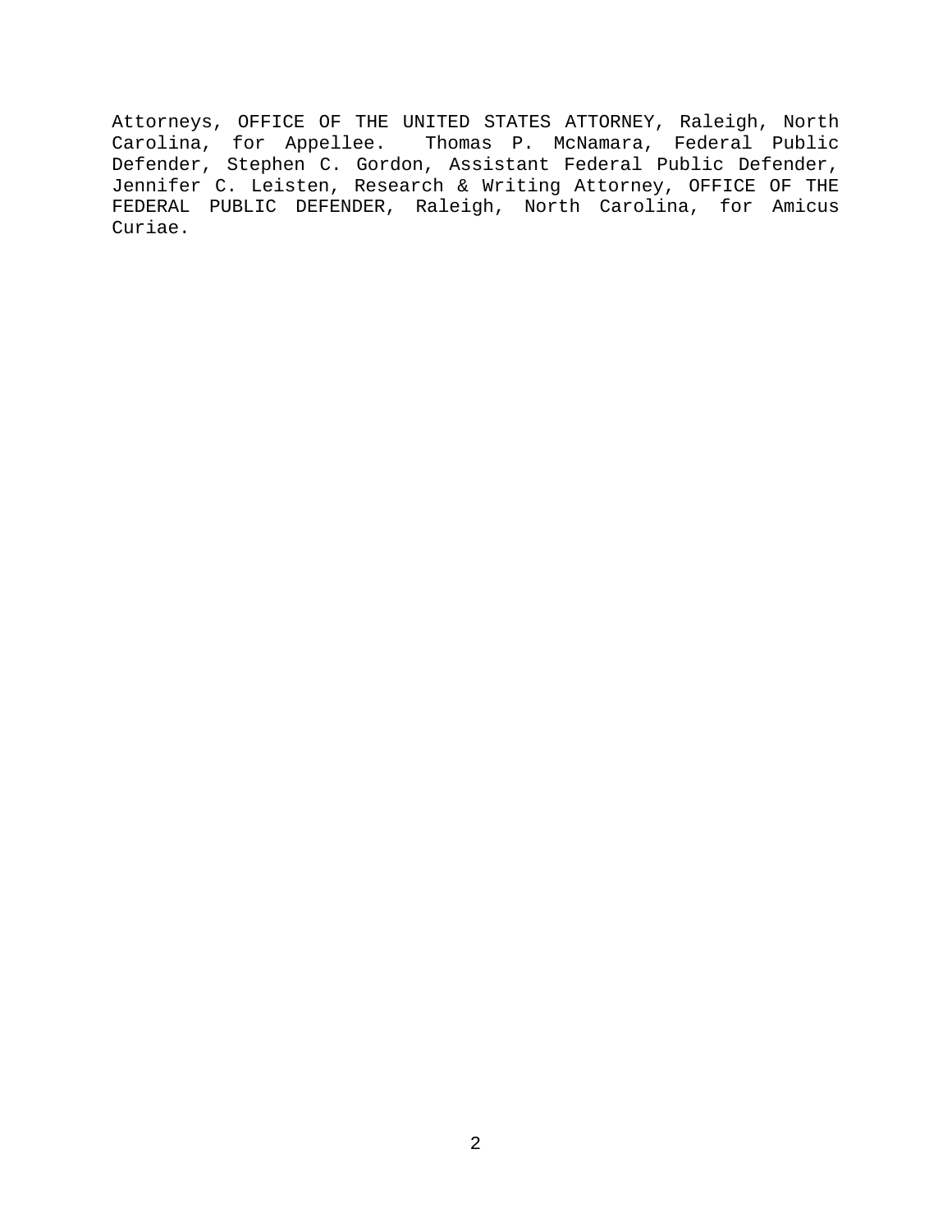Attorneys, OFFICE OF THE UNITED STATES ATTORNEY, Raleigh, North Carolina, for Appellee. Thomas P. McNamara, Federal Public Defender, Stephen C. Gordon, Assistant Federal Public Defender, Jennifer C. Leisten, Research & Writing Attorney, OFFICE OF THE FEDERAL PUBLIC DEFENDER, Raleigh, North Carolina, for Amicus Curiae.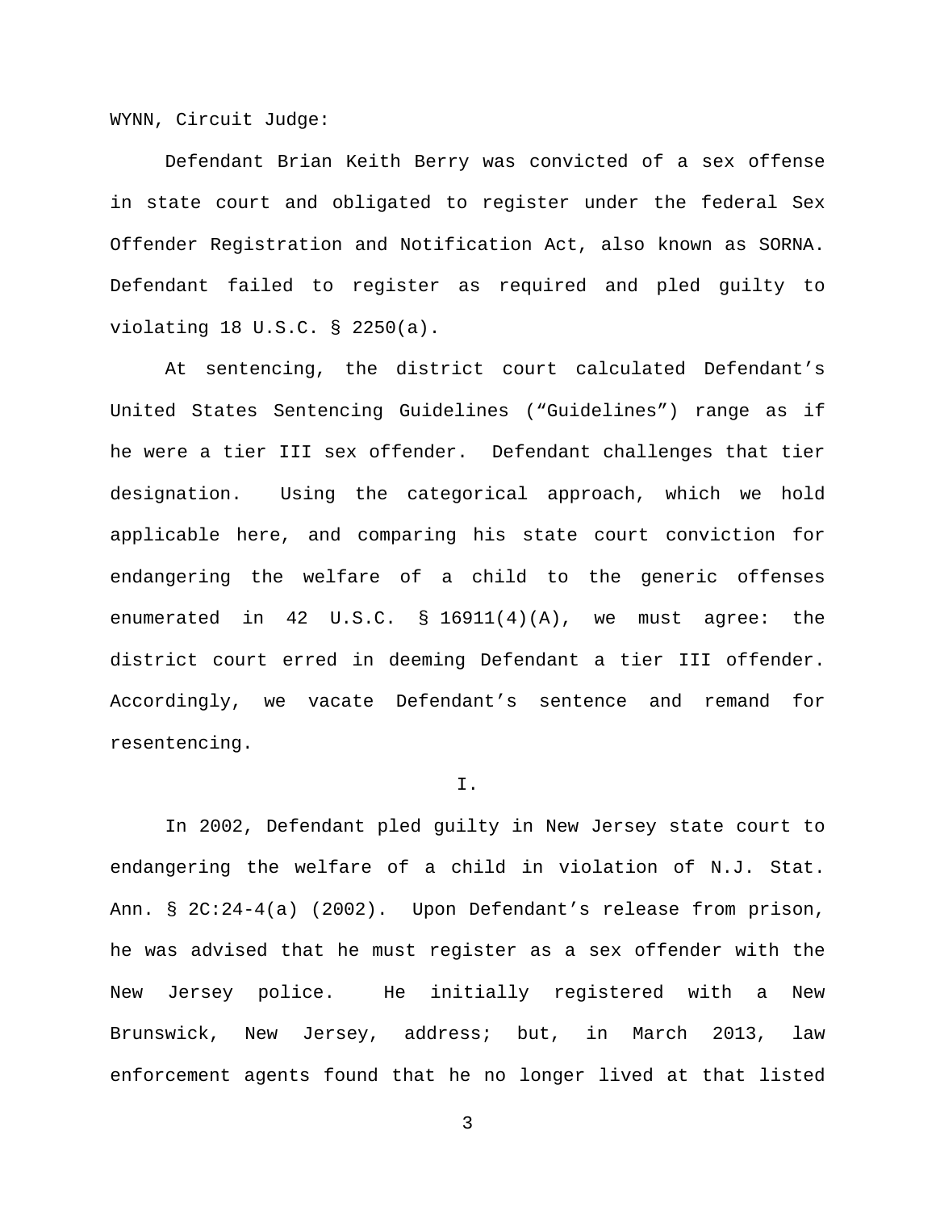WYNN, Circuit Judge:

Defendant Brian Keith Berry was convicted of a sex offense in state court and obligated to register under the federal Sex Offender Registration and Notification Act, also known as SORNA. Defendant failed to register as required and pled guilty to violating 18 U.S.C. § 2250(a).

At sentencing, the district court calculated Defendant's United States Sentencing Guidelines ("Guidelines") range as if he were a tier III sex offender. Defendant challenges that tier designation. Using the categorical approach, which we hold applicable here, and comparing his state court conviction for endangering the welfare of a child to the generic offenses enumerated in 42 U.S.C. § 16911(4)(A), we must agree: the district court erred in deeming Defendant a tier III offender. Accordingly, we vacate Defendant's sentence and remand for resentencing.

## I.

In 2002, Defendant pled guilty in New Jersey state court to endangering the welfare of a child in violation of N.J. Stat. Ann. § 2C:24-4(a) (2002). Upon Defendant's release from prison, he was advised that he must register as a sex offender with the New Jersey police. He initially registered with a New Brunswick, New Jersey, address; but, in March 2013, law enforcement agents found that he no longer lived at that listed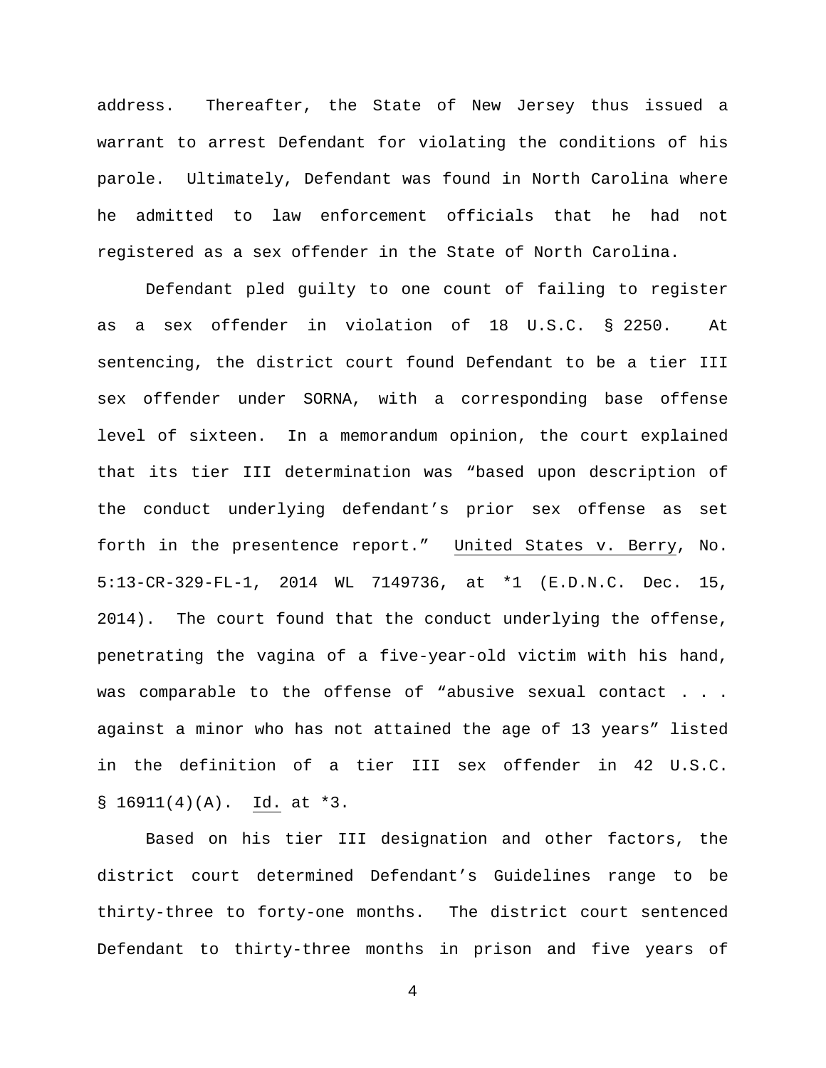address. Thereafter, the State of New Jersey thus issued a warrant to arrest Defendant for violating the conditions of his parole. Ultimately, Defendant was found in North Carolina where he admitted to law enforcement officials that he had not registered as a sex offender in the State of North Carolina.

Defendant pled guilty to one count of failing to register as a sex offender in violation of 18 U.S.C. § 2250. At sentencing, the district court found Defendant to be a tier III sex offender under SORNA, with a corresponding base offense level of sixteen. In a memorandum opinion, the court explained that its tier III determination was "based upon description of the conduct underlying defendant's prior sex offense as set forth in the presentence report." United States v. Berry, No. 5:13-CR-329-FL-1, 2014 WL 7149736, at *1 (E.D.N.C. Dec. 15, 2014). The court found that the conduct underlying the offense, penetrating the vagina of a five-year-old victim with his hand, was comparable to the offense of "abusive sexual contact . . . against a minor who has not attained the age of 13 years" listed in the definition of a tier III sex offender in 42 U.S.C. § 16911(4)(A). Id. at *3.

Based on his tier III designation and other factors, the district court determined Defendant's Guidelines range to be thirty-three to forty-one months. The district court sentenced Defendant to thirty-three months in prison and five years of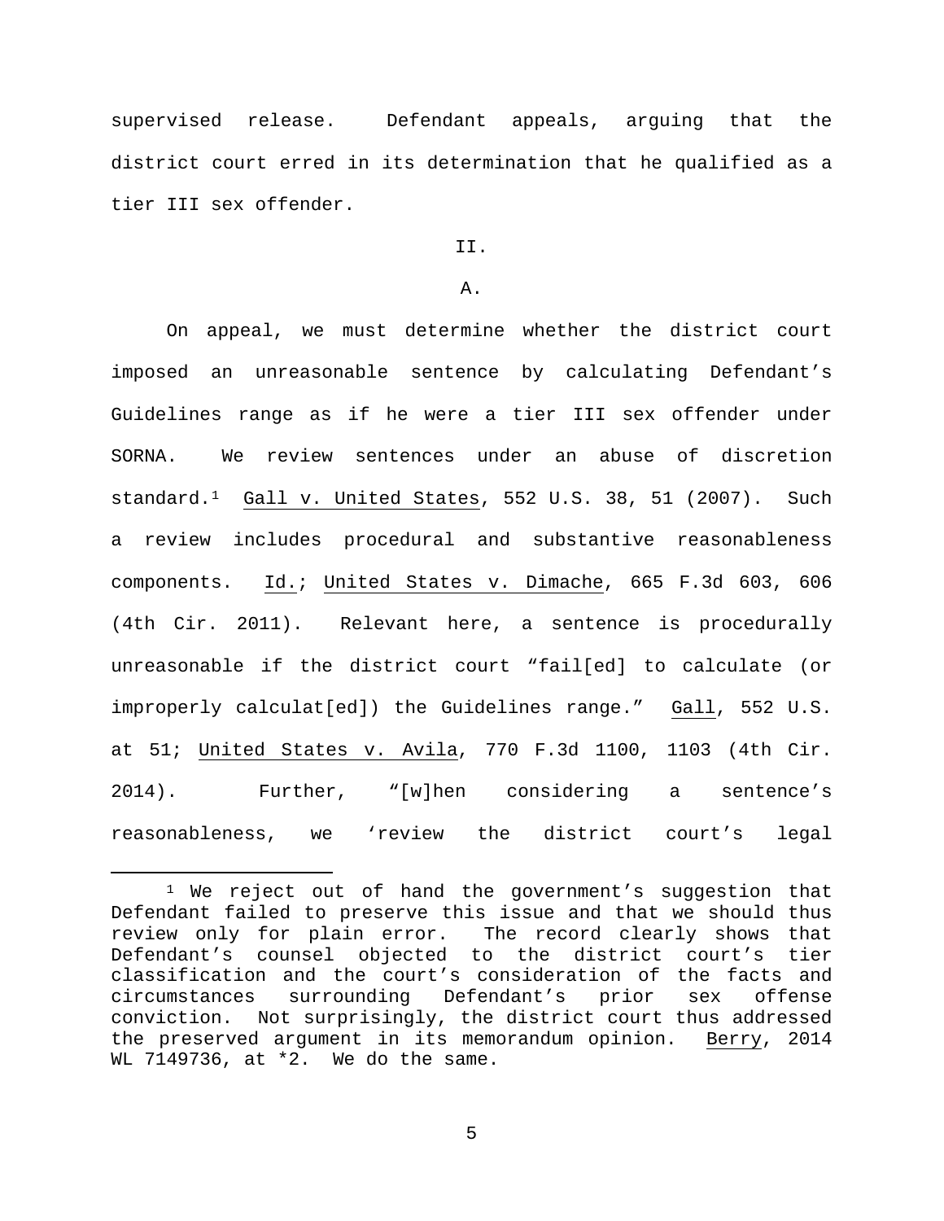supervised release. Defendant appeals, arguing that the district court erred in its determination that he qualified as a tier III sex offender.

## II.

### A.

On appeal, we must determine whether the district court imposed an unreasonable sentence by calculating Defendant's Guidelines range as if he were a tier III sex offender under SORNA. We review sentences under an abuse of discretion standard.[1] Gall v. United States, 552 U.S. 38, 51 (2007). Such a review includes procedural and substantive reasonableness components. Id.; United States v. Dimache, 665 F.3d 603, 606 (4th Cir. 2011). Relevant here, a sentence is procedurally unreasonable if the district court "fail[ed] to calculate (or improperly calculat[ed]) the Guidelines range." Gall, 552 U.S. at 51; United States v. Avila, 770 F.3d 1100, 1103 (4th Cir. 2014). Further, "[w]hen considering a sentence's reasonableness, we 'review the district court's legal

[1] We reject out of hand the government's suggestion that Defendant failed to preserve this issue and that we should thus review only for plain error. The record clearly shows that Defendant's counsel objected to the district court's tier classification and the court's consideration of the facts and circumstances surrounding Defendant's prior sex offense conviction. Not surprisingly, the district court thus addressed the preserved argument in its memorandum opinion. Berry, 2014 WL 7149736, at *2. We do the same.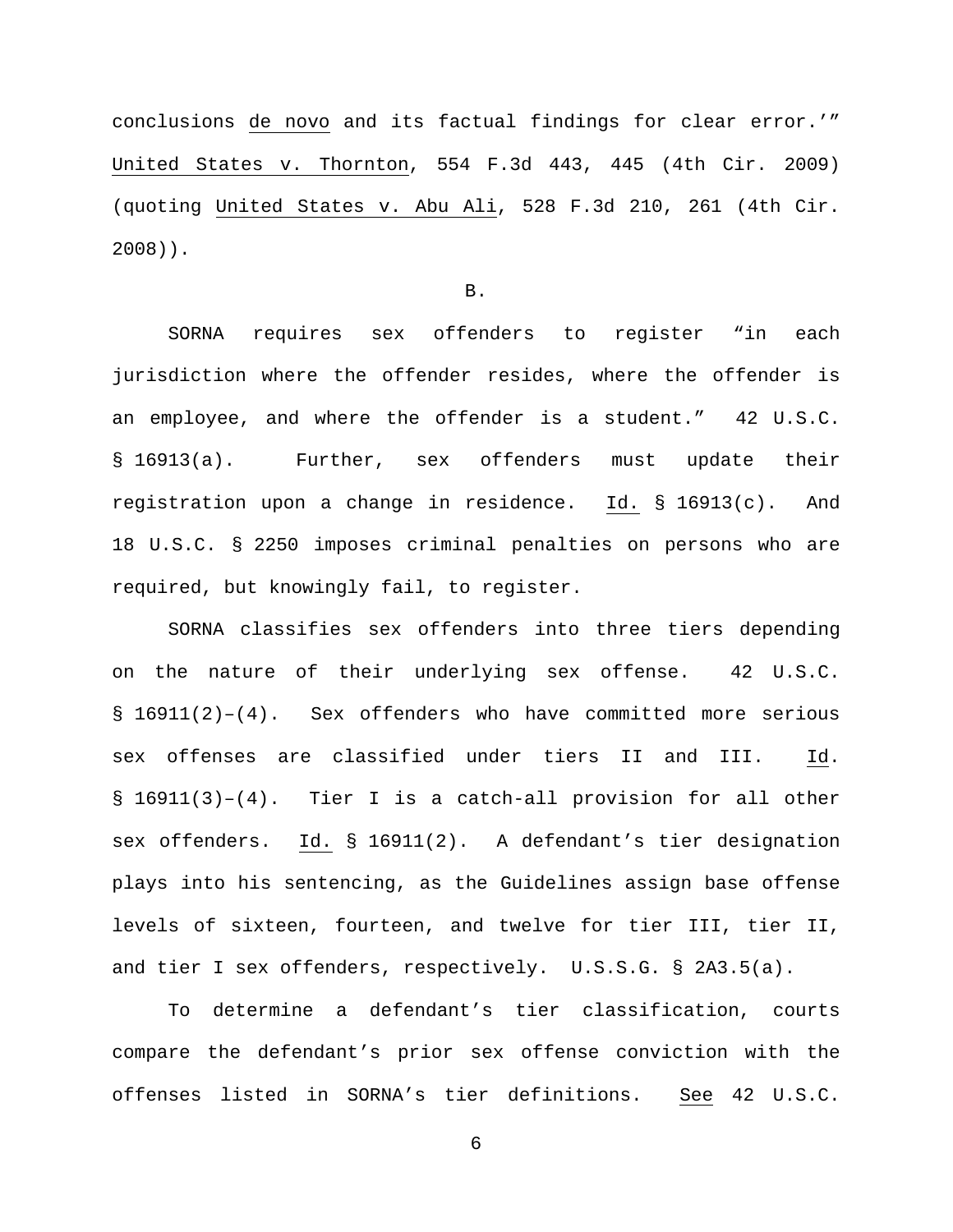conclusions de novo and its factual findings for clear error.'" United States v. Thornton, 554 F.3d 443, 445 (4th Cir. 2009) (quoting United States v. Abu Ali, 528 F.3d 210, 261 (4th Cir. 2008)).

B.

SORNA requires sex offenders to register "in each jurisdiction where the offender resides, where the offender is an employee, and where the offender is a student." 42 U.S.C. § 16913(a). Further, sex offenders must update their registration upon a change in residence. Id. § 16913(c). And 18 U.S.C. § 2250 imposes criminal penalties on persons who are required, but knowingly fail, to register.

SORNA classifies sex offenders into three tiers depending on the nature of their underlying sex offense. 42 U.S.C. § 16911(2)–(4). Sex offenders who have committed more serious sex offenses are classified under tiers II and III. Id. § 16911(3)–(4). Tier I is a catch-all provision for all other sex offenders. Id. § 16911(2). A defendant's tier designation plays into his sentencing, as the Guidelines assign base offense levels of sixteen, fourteen, and twelve for tier III, tier II, and tier I sex offenders, respectively. U.S.S.G. § 2A3.5(a).

To determine a defendant's tier classification, courts compare the defendant's prior sex offense conviction with the offenses listed in SORNA's tier definitions. See 42 U.S.C.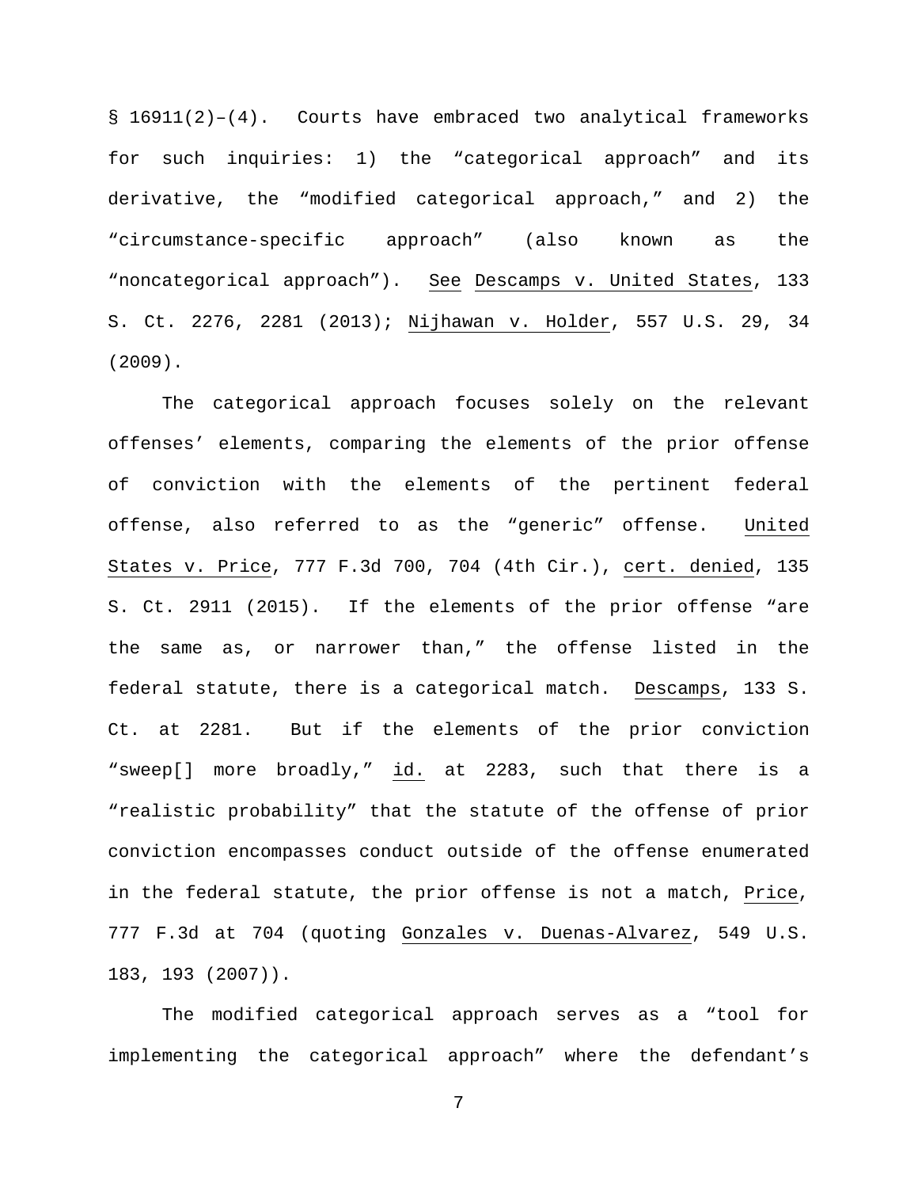§ 16911(2)–(4). Courts have embraced two analytical frameworks for such inquiries: 1) the "categorical approach" and its derivative, the "modified categorical approach," and 2) the "circumstance-specific approach" (also known as the "noncategorical approach"). See Descamps v. United States, 133 S. Ct. 2276, 2281 (2013); Nijhawan v. Holder, 557 U.S. 29, 34 (2009).

The categorical approach focuses solely on the relevant offenses' elements, comparing the elements of the prior offense of conviction with the elements of the pertinent federal offense, also referred to as the "generic" offense. United States v. Price, 777 F.3d 700, 704 (4th Cir.), cert. denied, 135 S. Ct. 2911 (2015). If the elements of the prior offense "are the same as, or narrower than," the offense listed in the federal statute, there is a categorical match. Descamps, 133 S. Ct. at 2281. But if the elements of the prior conviction "sweep[] more broadly," id. at 2283, such that there is a "realistic probability" that the statute of the offense of prior conviction encompasses conduct outside of the offense enumerated in the federal statute, the prior offense is not a match, Price, 777 F.3d at 704 (quoting Gonzales v. Duenas-Alvarez, 549 U.S. 183, 193 (2007)).

The modified categorical approach serves as a "tool for implementing the categorical approach" where the defendant's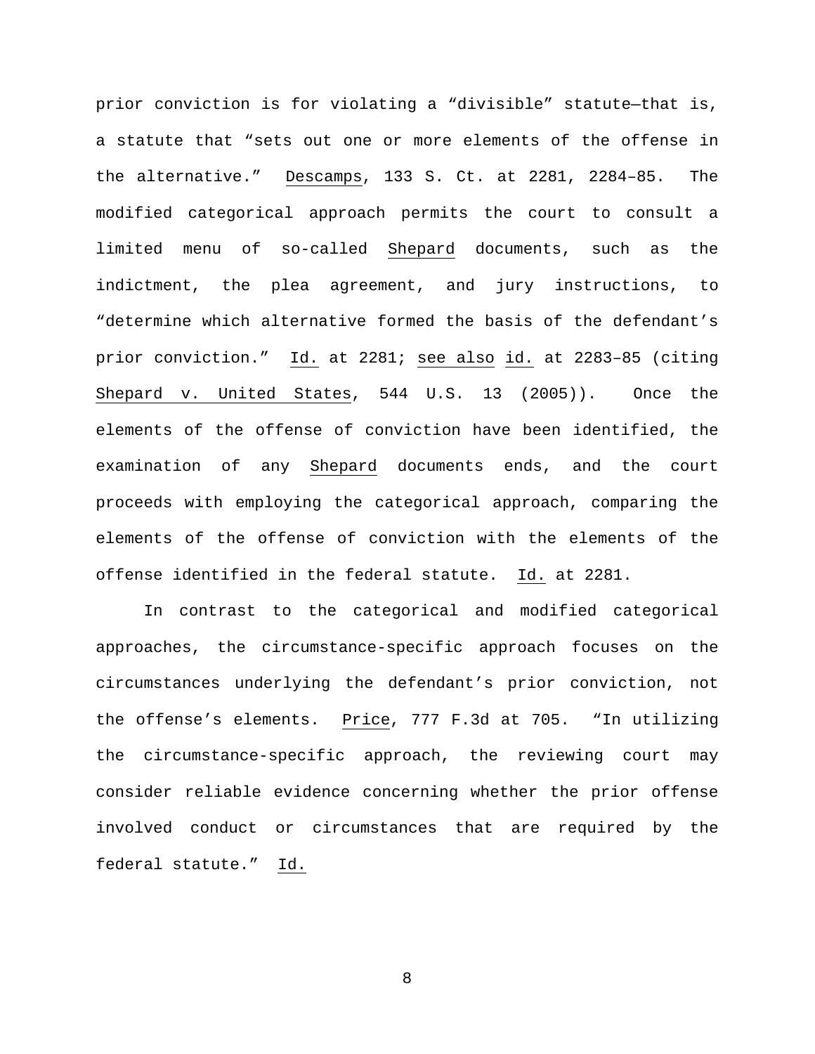prior conviction is for violating a "divisible" statute—that is, a statute that "sets out one or more elements of the offense in the alternative." Descamps, 133 S. Ct. at 2281, 2284–85. The modified categorical approach permits the court to consult a limited menu of so-called Shepard documents, such as the indictment, the plea agreement, and jury instructions, to "determine which alternative formed the basis of the defendant's prior conviction." Id. at 2281; see also id. at 2283–85 (citing Shepard v. United States, 544 U.S. 13 (2005)). Once the elements of the offense of conviction have been identified, the examination of any Shepard documents ends, and the court proceeds with employing the categorical approach, comparing the elements of the offense of conviction with the elements of the offense identified in the federal statute. Id. at 2281.

In contrast to the categorical and modified categorical approaches, the circumstance-specific approach focuses on the circumstances underlying the defendant's prior conviction, not the offense's elements. Price, 777 F.3d at 705. "In utilizing the circumstance-specific approach, the reviewing court may consider reliable evidence concerning whether the prior offense involved conduct or circumstances that are required by the federal statute." Id.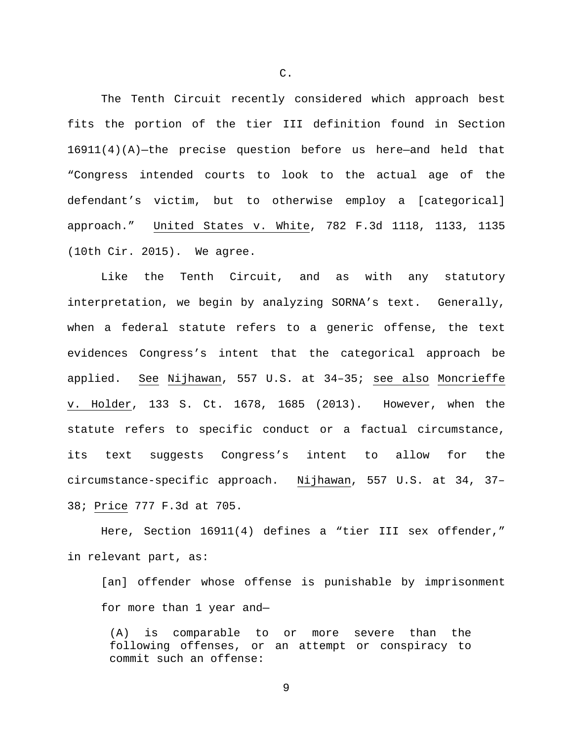C.

The Tenth Circuit recently considered which approach best fits the portion of the tier III definition found in Section 16911(4)(A)—the precise question before us here—and held that "Congress intended courts to look to the actual age of the defendant's victim, but to otherwise employ a [categorical] approach." United States v. White, 782 F.3d 1118, 1133, 1135 (10th Cir. 2015). We agree.

Like the Tenth Circuit, and as with any statutory interpretation, we begin by analyzing SORNA's text. Generally, when a federal statute refers to a generic offense, the text evidences Congress's intent that the categorical approach be applied. See Nijhawan, 557 U.S. at 34–35; see also Moncrieffe v. Holder, 133 S. Ct. 1678, 1685 (2013). However, when the statute refers to specific conduct or a factual circumstance, its text suggests Congress's intent to allow for the circumstance-specific approach. Nijhawan, 557 U.S. at 34, 37–38; Price 777 F.3d at 705.

Here, Section 16911(4) defines a "tier III sex offender," in relevant part, as:

> [an] offender whose offense is punishable by imprisonment for more than 1 year and—
>
> > (A) is comparable to or more severe than the following offenses, or an attempt or conspiracy to commit such an offense: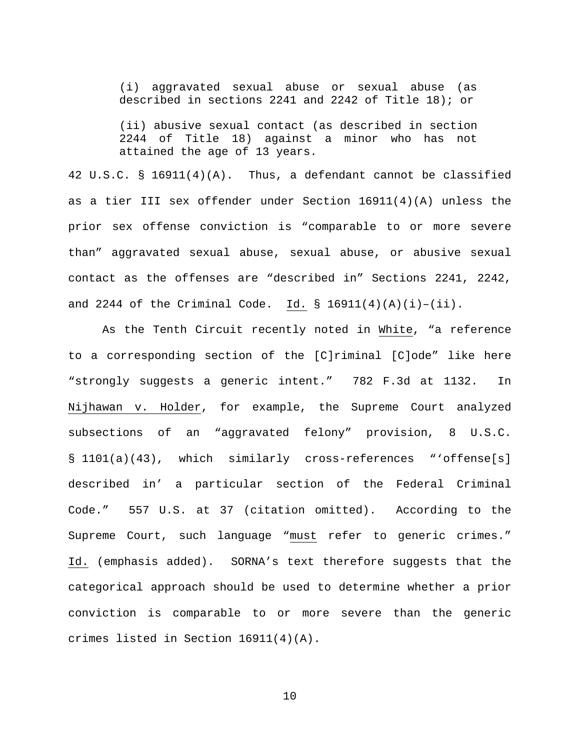> (i) aggravated sexual abuse or sexual abuse (as described in sections 2241 and 2242 of Title 18); or
>
> (ii) abusive sexual contact (as described in section 2244 of Title 18) against a minor who has not attained the age of 13 years.

42 U.S.C. § 16911(4)(A). Thus, a defendant cannot be classified as a tier III sex offender under Section 16911(4)(A) unless the prior sex offense conviction is "comparable to or more severe than" aggravated sexual abuse, sexual abuse, or abusive sexual contact as the offenses are "described in" Sections 2241, 2242, and 2244 of the Criminal Code. Id. § 16911(4)(A)(i)–(ii).

As the Tenth Circuit recently noted in White, "a reference to a corresponding section of the [C]riminal [C]ode" like here "strongly suggests a generic intent." 782 F.3d at 1132. In Nijhawan v. Holder, for example, the Supreme Court analyzed subsections of an "aggravated felony" provision, 8 U.S.C. § 1101(a)(43), which similarly cross-references "'offense[s] described in' a particular section of the Federal Criminal Code." 557 U.S. at 37 (citation omitted). According to the Supreme Court, such language "must refer to generic crimes." Id. (emphasis added). SORNA's text therefore suggests that the categorical approach should be used to determine whether a prior conviction is comparable to or more severe than the generic crimes listed in Section 16911(4)(A).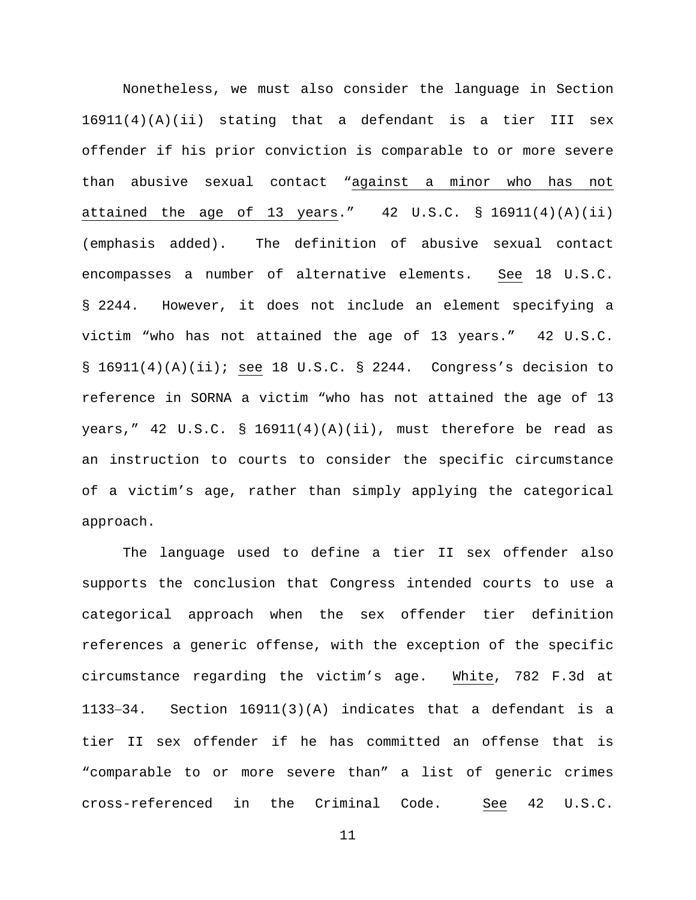Nonetheless, we must also consider the language in Section 16911(4)(A)(ii) stating that a defendant is a tier III sex offender if his prior conviction is comparable to or more severe than abusive sexual contact "against a minor who has not attained the age of 13 years." 42 U.S.C. § 16911(4)(A)(ii) (emphasis added). The definition of abusive sexual contact encompasses a number of alternative elements. *See* 18 U.S.C. § 2244. However, it does not include an element specifying a victim "who has not attained the age of 13 years." 42 U.S.C. § 16911(4)(A)(ii); *see* 18 U.S.C. § 2244. Congress's decision to reference in SORNA a victim "who has not attained the age of 13 years," 42 U.S.C. § 16911(4)(A)(ii), must therefore be read as an instruction to courts to consider the specific circumstance of a victim's age, rather than simply applying the categorical approach.

The language used to define a tier II sex offender also supports the conclusion that Congress intended courts to use a categorical approach when the sex offender tier definition references a generic offense, with the exception of the specific circumstance regarding the victim's age. *White*, 782 F.3d at 1133–34. Section 16911(3)(A) indicates that a defendant is a tier II sex offender if he has committed an offense that is "comparable to or more severe than" a list of generic crimes cross-referenced in the Criminal Code. *See* 42 U.S.C.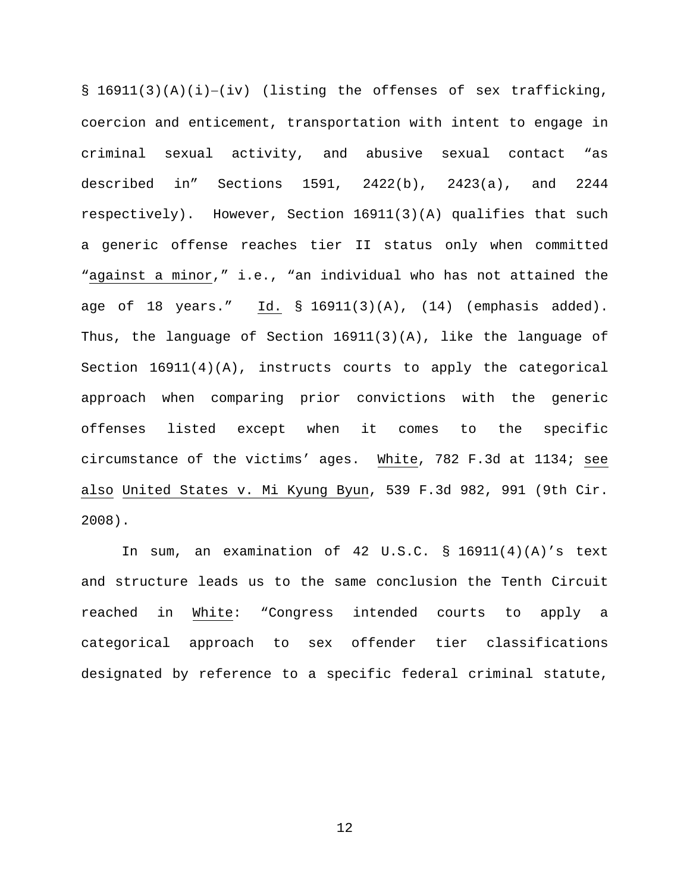§ 16911(3)(A)(i)–(iv) (listing the offenses of sex trafficking, coercion and enticement, transportation with intent to engage in criminal sexual activity, and abusive sexual contact "as described in" Sections 1591, 2422(b), 2423(a), and 2244 respectively). However, Section 16911(3)(A) qualifies that such a generic offense reaches tier II status only when committed "*against a minor*," i.e., "an individual who has not attained the age of 18 years." *Id.* § 16911(3)(A), (14) (emphasis added). Thus, the language of Section 16911(3)(A), like the language of Section 16911(4)(A), instructs courts to apply the categorical approach when comparing prior convictions with the generic offenses listed except when it comes to the specific circumstance of the victims' ages. *White*, 782 F.3d at 1134; *see also* *United States v. Mi Kyung Byun*, 539 F.3d 982, 991 (9th Cir. 2008).

In sum, an examination of 42 U.S.C. § 16911(4)(A)'s text and structure leads us to the same conclusion the Tenth Circuit reached in *White*: "Congress intended courts to apply a categorical approach to sex offender tier classifications designated by reference to a specific federal criminal statute,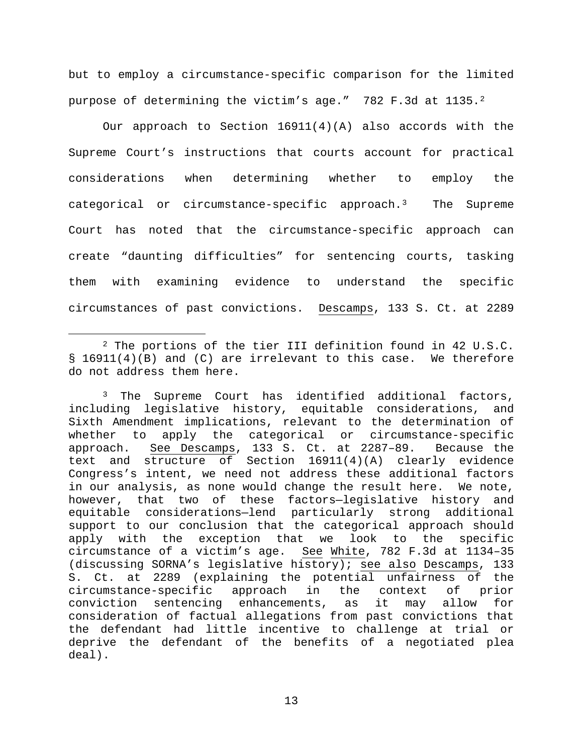but to employ a circumstance-specific comparison for the limited purpose of determining the victim's age." 782 F.3d at 1135.[2]

Our approach to Section 16911(4)(A) also accords with the Supreme Court's instructions that courts account for practical considerations when determining whether to employ the categorical or circumstance-specific approach.[3] The Supreme Court has noted that the circumstance-specific approach can create "daunting difficulties" for sentencing courts, tasking them with examining evidence to understand the specific circumstances of past convictions. Descamps, 133 S. Ct. at 2289

---

[2] The portions of the tier III definition found in 42 U.S.C. § 16911(4)(B) and (C) are irrelevant to this case. We therefore do not address them here.

[3] The Supreme Court has identified additional factors, including legislative history, equitable considerations, and Sixth Amendment implications, relevant to the determination of whether to apply the categorical or circumstance-specific approach. See Descamps, 133 S. Ct. at 2287–89. Because the text and structure of Section 16911(4)(A) clearly evidence Congress's intent, we need not address these additional factors in our analysis, as none would change the result here. We note, however, that two of these factors—legislative history and equitable considerations—lend particularly strong additional support to our conclusion that the categorical approach should apply with the exception that we look to the specific circumstance of a victim's age. See White, 782 F.3d at 1134–35 (discussing SORNA's legislative history); see also Descamps, 133 S. Ct. at 2289 (explaining the potential unfairness of the circumstance-specific approach in the context of prior conviction sentencing enhancements, as it may allow for consideration of factual allegations from past convictions that the defendant had little incentive to challenge at trial or deprive the defendant of the benefits of a negotiated plea deal).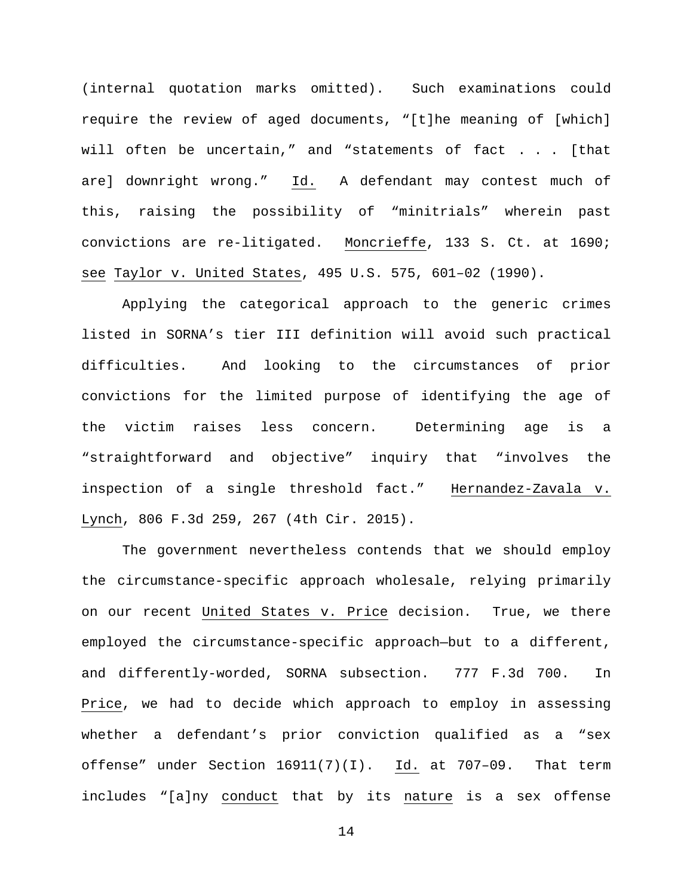(internal quotation marks omitted). Such examinations could require the review of aged documents, "[t]he meaning of [which] will often be uncertain," and "statements of fact . . . [that are] downright wrong." Id. A defendant may contest much of this, raising the possibility of "minitrials" wherein past convictions are re-litigated. Moncrieffe, 133 S. Ct. at 1690; see Taylor v. United States, 495 U.S. 575, 601–02 (1990).

Applying the categorical approach to the generic crimes listed in SORNA's tier III definition will avoid such practical difficulties. And looking to the circumstances of prior convictions for the limited purpose of identifying the age of the victim raises less concern. Determining age is a "straightforward and objective" inquiry that "involves the inspection of a single threshold fact." Hernandez-Zavala v. Lynch, 806 F.3d 259, 267 (4th Cir. 2015).

The government nevertheless contends that we should employ the circumstance-specific approach wholesale, relying primarily on our recent United States v. Price decision. True, we there employed the circumstance-specific approach—but to a different, and differently-worded, SORNA subsection. 777 F.3d 700. In Price, we had to decide which approach to employ in assessing whether a defendant's prior conviction qualified as a "sex offense" under Section 16911(7)(I). Id. at 707–09. That term includes "[a]ny conduct that by its nature is a sex offense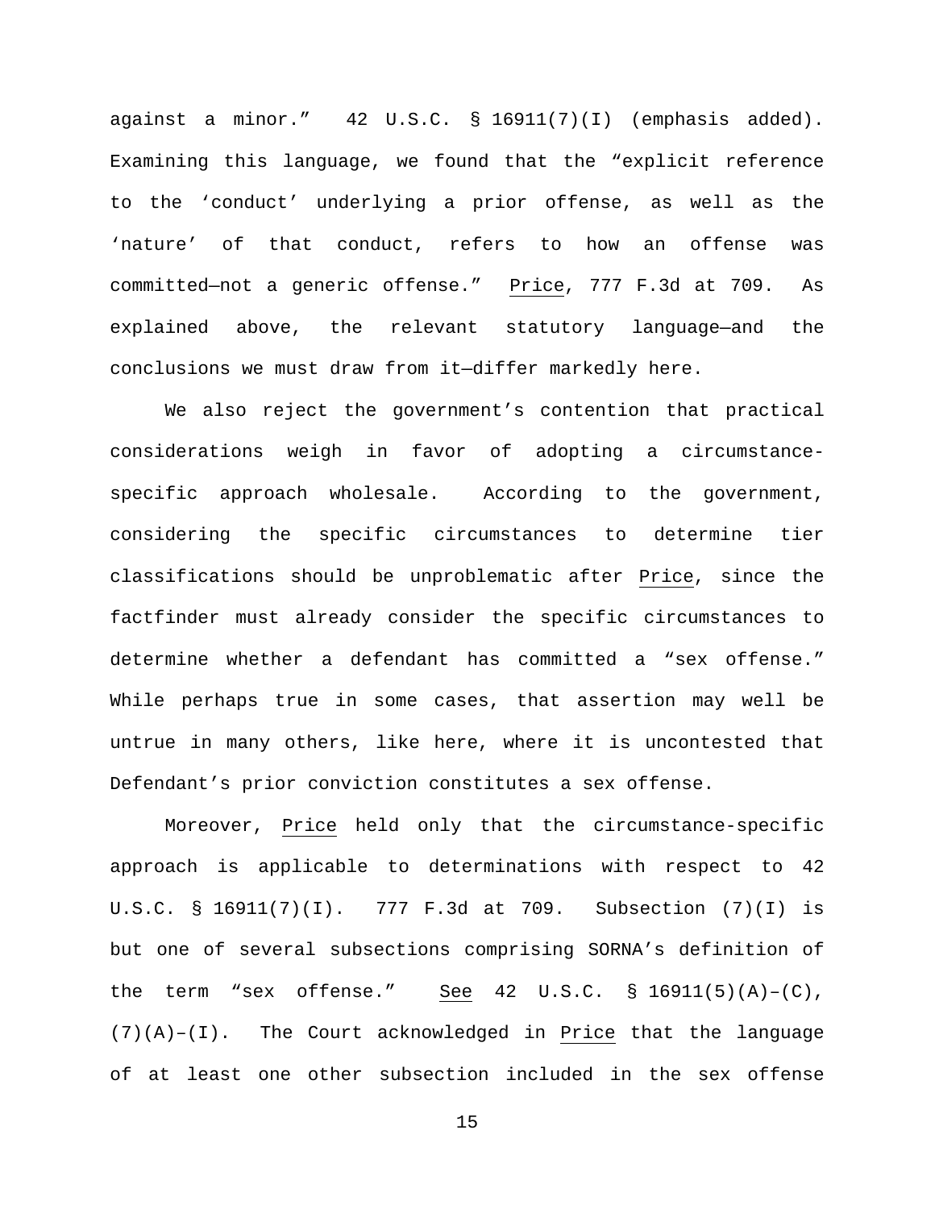against a minor." 42 U.S.C. § 16911(7)(I) (emphasis added). Examining this language, we found that the "explicit reference to the 'conduct' underlying a prior offense, as well as the 'nature' of that conduct, refers to how an offense was committed—not a generic offense." Price, 777 F.3d at 709. As explained above, the relevant statutory language—and the conclusions we must draw from it—differ markedly here.

We also reject the government's contention that practical considerations weigh in favor of adopting a circumstance-specific approach wholesale. According to the government, considering the specific circumstances to determine tier classifications should be unproblematic after Price, since the factfinder must already consider the specific circumstances to determine whether a defendant has committed a "sex offense." While perhaps true in some cases, that assertion may well be untrue in many others, like here, where it is uncontested that Defendant's prior conviction constitutes a sex offense.

Moreover, Price held only that the circumstance-specific approach is applicable to determinations with respect to 42 U.S.C. § 16911(7)(I). 777 F.3d at 709. Subsection (7)(I) is but one of several subsections comprising SORNA's definition of the term "sex offense." See 42 U.S.C. § 16911(5)(A)–(C), (7)(A)–(I). The Court acknowledged in Price that the language of at least one other subsection included in the sex offense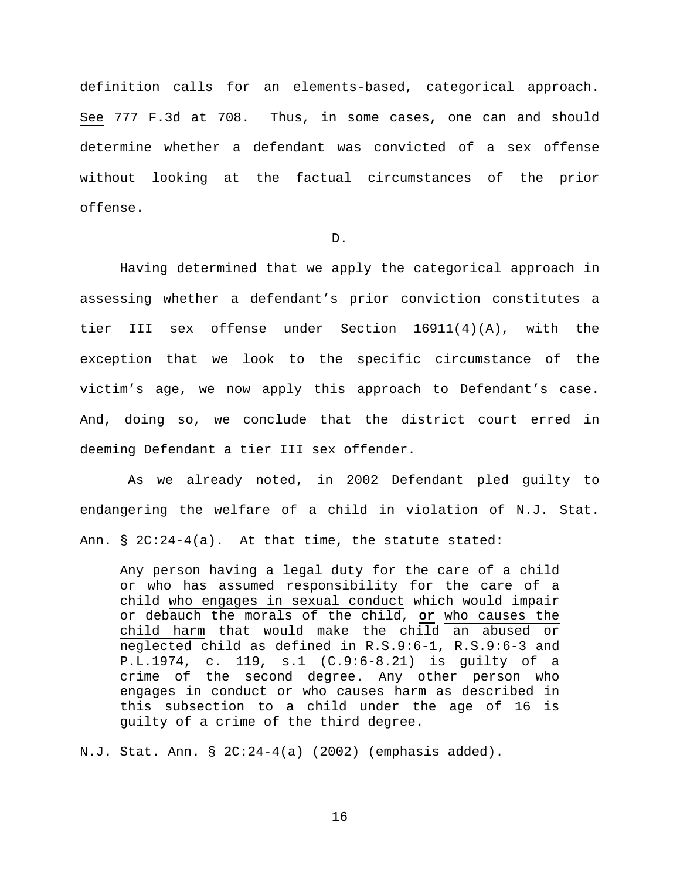definition calls for an elements-based, categorical approach. See 777 F.3d at 708. Thus, in some cases, one can and should determine whether a defendant was convicted of a sex offense without looking at the factual circumstances of the prior offense.

D.

Having determined that we apply the categorical approach in assessing whether a defendant's prior conviction constitutes a tier III sex offense under Section 16911(4)(A), with the exception that we look to the specific circumstance of the victim's age, we now apply this approach to Defendant's case. And, doing so, we conclude that the district court erred in deeming Defendant a tier III sex offender.

As we already noted, in 2002 Defendant pled guilty to endangering the welfare of a child in violation of N.J. Stat. Ann. § 2C:24-4(a). At that time, the statute stated:

> Any person having a legal duty for the care of a child or who has assumed responsibility for the care of a child who engages in sexual conduct which would impair or debauch the morals of the child, **or** who causes the child harm that would make the child an abused or neglected child as defined in R.S.9:6-1, R.S.9:6-3 and P.L.1974, c. 119, s.1 (C.9:6-8.21) is guilty of a crime of the second degree. Any other person who engages in conduct or who causes harm as described in this subsection to a child under the age of 16 is guilty of a crime of the third degree.

N.J. Stat. Ann. § 2C:24-4(a) (2002) (emphasis added).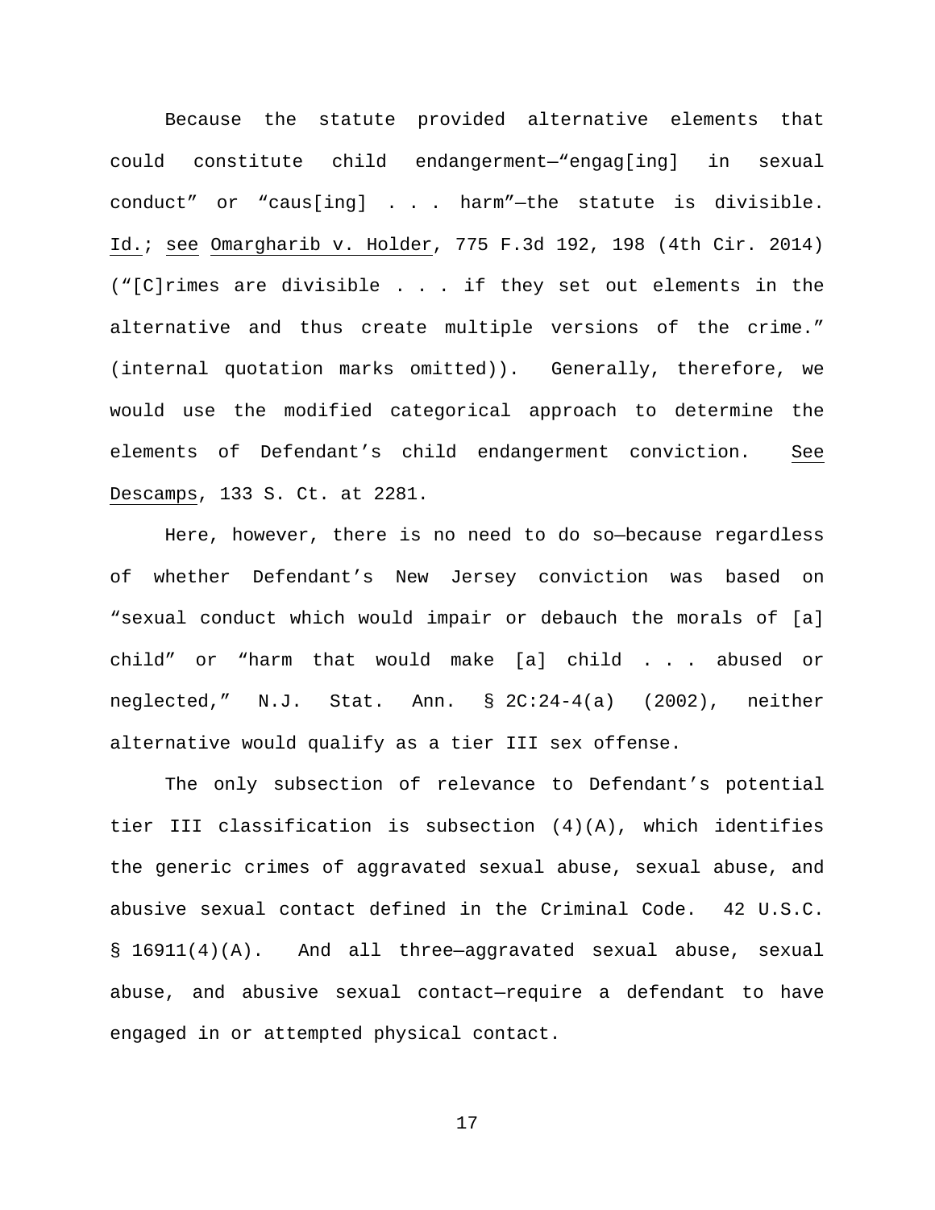Because the statute provided alternative elements that could constitute child endangerment—“engag[ing] in sexual conduct” or “caus[ing] . . . harm”—the statute is divisible. Id.; see Omargharib v. Holder, 775 F.3d 192, 198 (4th Cir. 2014) (“[C]rimes are divisible . . . if they set out elements in the alternative and thus create multiple versions of the crime.” (internal quotation marks omitted)). Generally, therefore, we would use the modified categorical approach to determine the elements of Defendant’s child endangerment conviction. See Descamps, 133 S. Ct. at 2281.

Here, however, there is no need to do so—because regardless of whether Defendant’s New Jersey conviction was based on “sexual conduct which would impair or debauch the morals of [a] child” or “harm that would make [a] child . . . abused or neglected,” N.J. Stat. Ann. § 2C:24-4(a) (2002), neither alternative would qualify as a tier III sex offense.

The only subsection of relevance to Defendant’s potential tier III classification is subsection (4)(A), which identifies the generic crimes of aggravated sexual abuse, sexual abuse, and abusive sexual contact defined in the Criminal Code. 42 U.S.C. § 16911(4)(A). And all three—aggravated sexual abuse, sexual abuse, and abusive sexual contact—require a defendant to have engaged in or attempted physical contact.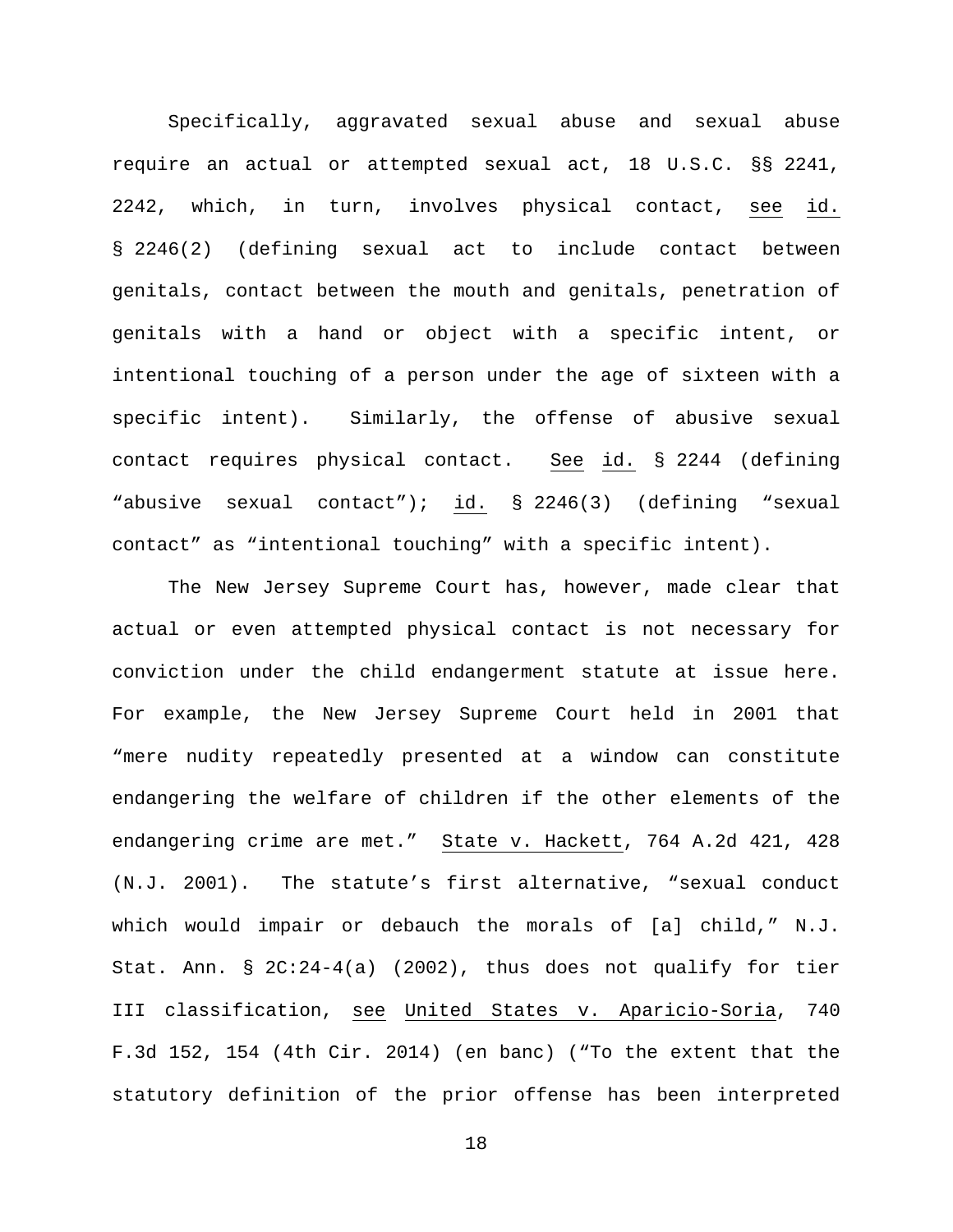Specifically, aggravated sexual abuse and sexual abuse require an actual or attempted sexual act, 18 U.S.C. §§ 2241, 2242, which, in turn, involves physical contact, see id. § 2246(2) (defining sexual act to include contact between genitals, contact between the mouth and genitals, penetration of genitals with a hand or object with a specific intent, or intentional touching of a person under the age of sixteen with a specific intent). Similarly, the offense of abusive sexual contact requires physical contact. See id. § 2244 (defining "abusive sexual contact"); id. § 2246(3) (defining "sexual contact" as "intentional touching" with a specific intent).

The New Jersey Supreme Court has, however, made clear that actual or even attempted physical contact is not necessary for conviction under the child endangerment statute at issue here. For example, the New Jersey Supreme Court held in 2001 that "mere nudity repeatedly presented at a window can constitute endangering the welfare of children if the other elements of the endangering crime are met." State v. Hackett, 764 A.2d 421, 428 (N.J. 2001). The statute's first alternative, "sexual conduct which would impair or debauch the morals of [a] child," N.J. Stat. Ann. § 2C:24-4(a) (2002), thus does not qualify for tier III classification, see United States v. Aparicio-Soria, 740 F.3d 152, 154 (4th Cir. 2014) (en banc) ("To the extent that the statutory definition of the prior offense has been interpreted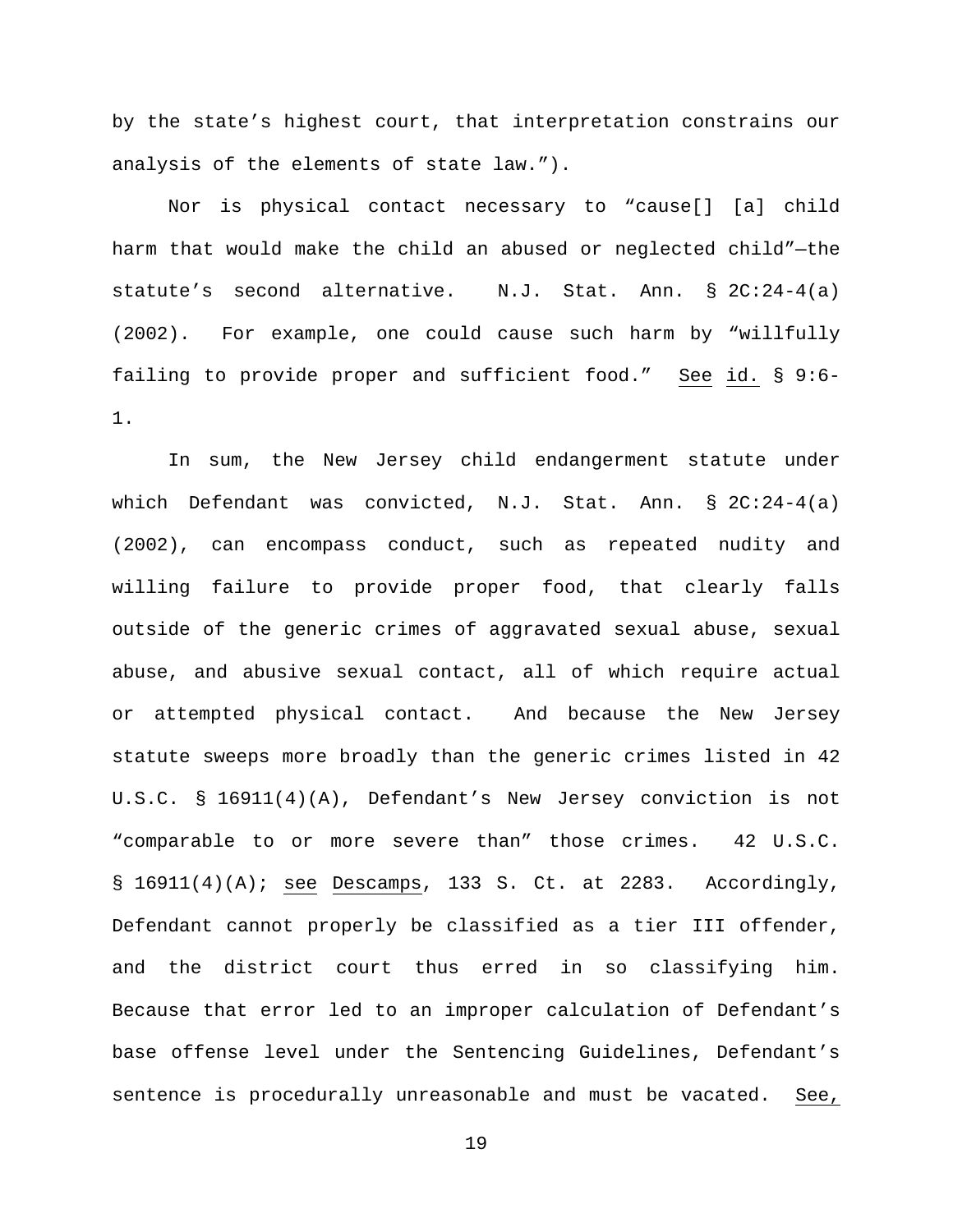by the state's highest court, that interpretation constrains our analysis of the elements of state law.").

Nor is physical contact necessary to "cause[] [a] child harm that would make the child an abused or neglected child"—the statute's second alternative. N.J. Stat. Ann. § 2C:24-4(a) (2002). For example, one could cause such harm by "willfully failing to provide proper and sufficient food." See id. § 9:6-1.

In sum, the New Jersey child endangerment statute under which Defendant was convicted, N.J. Stat. Ann. § 2C:24-4(a) (2002), can encompass conduct, such as repeated nudity and willing failure to provide proper food, that clearly falls outside of the generic crimes of aggravated sexual abuse, sexual abuse, and abusive sexual contact, all of which require actual or attempted physical contact. And because the New Jersey statute sweeps more broadly than the generic crimes listed in 42 U.S.C. § 16911(4)(A), Defendant's New Jersey conviction is not "comparable to or more severe than" those crimes. 42 U.S.C. § 16911(4)(A); see Descamps, 133 S. Ct. at 2283. Accordingly, Defendant cannot properly be classified as a tier III offender, and the district court thus erred in so classifying him. Because that error led to an improper calculation of Defendant's base offense level under the Sentencing Guidelines, Defendant's sentence is procedurally unreasonable and must be vacated. See,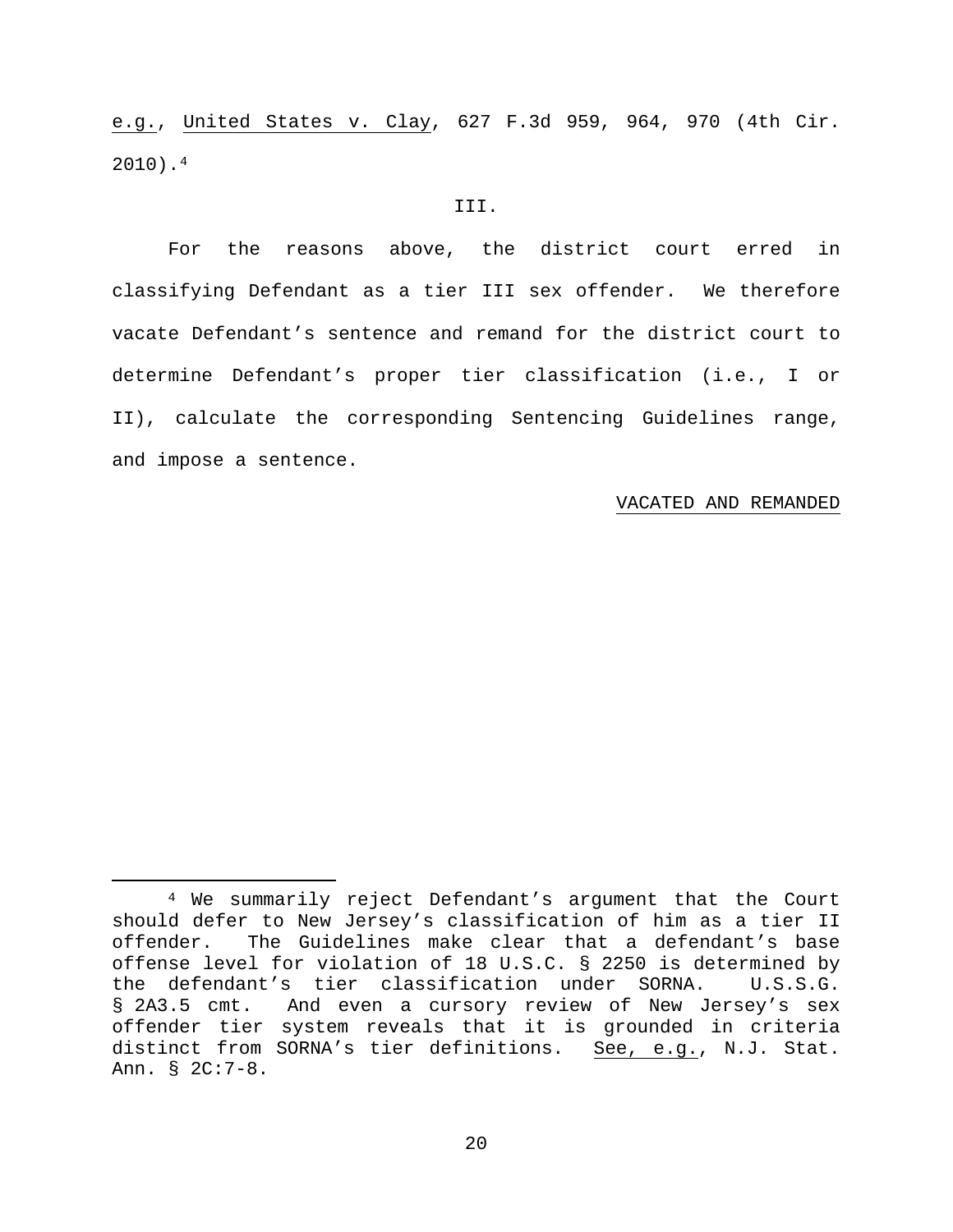*e.g.*, *United States v. Clay*, 627 F.3d 959, 964, 970 (4th Cir. 2010).[4]

III.

For the reasons above, the district court erred in classifying Defendant as a tier III sex offender. We therefore vacate Defendant's sentence and remand for the district court to determine Defendant's proper tier classification (i.e., I or II), calculate the corresponding Sentencing Guidelines range, and impose a sentence.

VACATED AND REMANDED

---

[4] We summarily reject Defendant's argument that the Court should defer to New Jersey's classification of him as a tier II offender. The Guidelines make clear that a defendant's base offense level for violation of 18 U.S.C. § 2250 is determined by the defendant's tier classification under SORNA. U.S.S.G. § 2A3.5 cmt. And even a cursory review of New Jersey's sex offender tier system reveals that it is grounded in criteria distinct from SORNA's tier definitions. *See, e.g.*, N.J. Stat. Ann. § 2C:7-8.